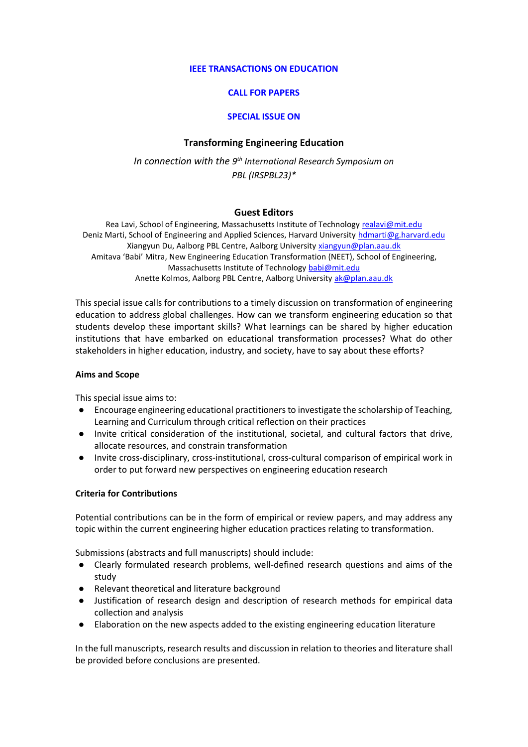**IEEE TRANSACTIONS ON EDUCATION**

**CALL FOR PAPERS**

**SPECIAL ISSUE ON**

# Transforming Engineering Education

*In connection with the 9th International Research Symposium on PBL (IRSPBL23)**

## Guest Editors

Rea Lavi, School of Engineering, Massachusetts Institute of Technology realavi@mit.edu
Deniz Marti, School of Engineering and Applied Sciences, Harvard University hdmarti@g.harvard.edu
Xiangyun Du, Aalborg PBL Centre, Aalborg University xiangyun@plan.aau.dk
Amitava 'Babi' Mitra, New Engineering Education Transformation (NEET), School of Engineering, Massachusetts Institute of Technology babi@mit.edu
Anette Kolmos, Aalborg PBL Centre, Aalborg University ak@plan.aau.dk

This special issue calls for contributions to a timely discussion on transformation of engineering education to address global challenges. How can we transform engineering education so that students develop these important skills? What learnings can be shared by higher education institutions that have embarked on educational transformation processes? What do other stakeholders in higher education, industry, and society, have to say about these efforts?

### Aims and Scope

This special issue aims to:

- Encourage engineering educational practitioners to investigate the scholarship of Teaching, Learning and Curriculum through critical reflection on their practices
- Invite critical consideration of the institutional, societal, and cultural factors that drive, allocate resources, and constrain transformation
- Invite cross-disciplinary, cross-institutional, cross-cultural comparison of empirical work in order to put forward new perspectives on engineering education research

### Criteria for Contributions

Potential contributions can be in the form of empirical or review papers, and may address any topic within the current engineering higher education practices relating to transformation.

Submissions (abstracts and full manuscripts) should include:

- Clearly formulated research problems, well-defined research questions and aims of the study
- Relevant theoretical and literature background
- Justification of research design and description of research methods for empirical data collection and analysis
- Elaboration on the new aspects added to the existing engineering education literature

In the full manuscripts, research results and discussion in relation to theories and literature shall be provided before conclusions are presented.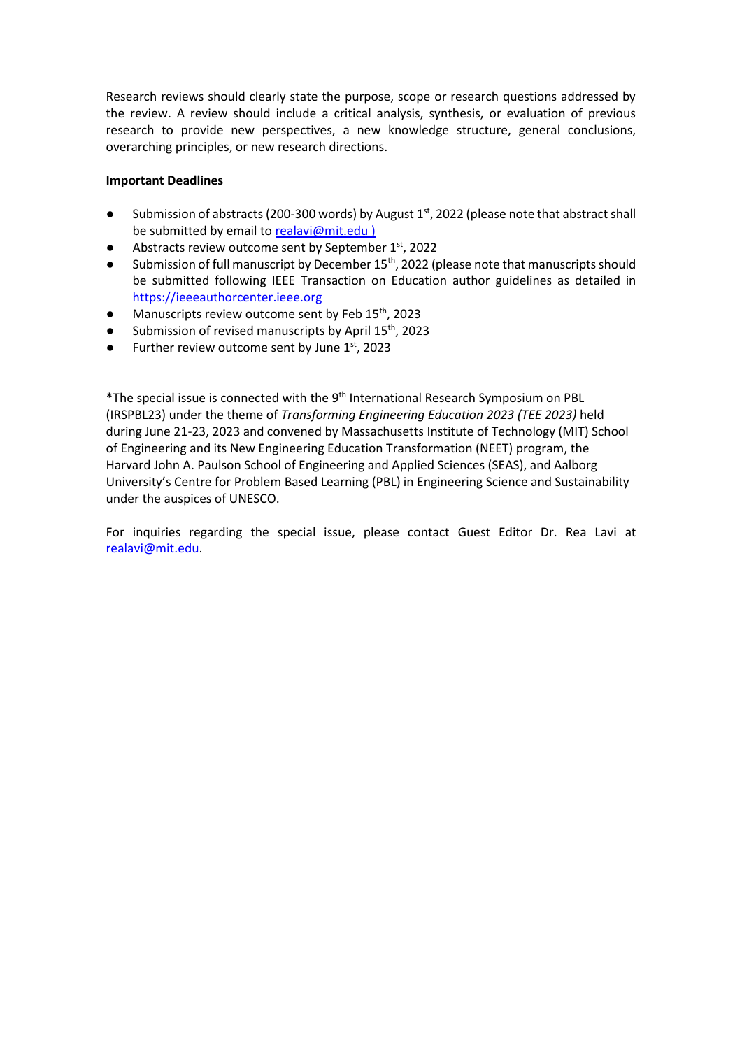Research reviews should clearly state the purpose, scope or research questions addressed by the review. A review should include a critical analysis, synthesis, or evaluation of previous research to provide new perspectives, a new knowledge structure, general conclusions, overarching principles, or new research directions.

**Important Deadlines**

- Submission of abstracts (200-300 words) by August 1st, 2022 (please note that abstract shall be submitted by email to realavi@mit.edu )
- Abstracts review outcome sent by September 1st, 2022
- Submission of full manuscript by December 15th, 2022 (please note that manuscripts should be submitted following IEEE Transaction on Education author guidelines as detailed in https://ieeeauthorcenter.ieee.org
- Manuscripts review outcome sent by Feb 15th, 2023
- Submission of revised manuscripts by April 15th, 2023
- Further review outcome sent by June 1st, 2023

*The special issue is connected with the 9th International Research Symposium on PBL (IRSPBL23) under the theme of *Transforming Engineering Education 2023 (TEE 2023)* held during June 21-23, 2023 and convened by Massachusetts Institute of Technology (MIT) School of Engineering and its New Engineering Education Transformation (NEET) program, the Harvard John A. Paulson School of Engineering and Applied Sciences (SEAS), and Aalborg University's Centre for Problem Based Learning (PBL) in Engineering Science and Sustainability under the auspices of UNESCO.

For inquiries regarding the special issue, please contact Guest Editor Dr. Rea Lavi at realavi@mit.edu.